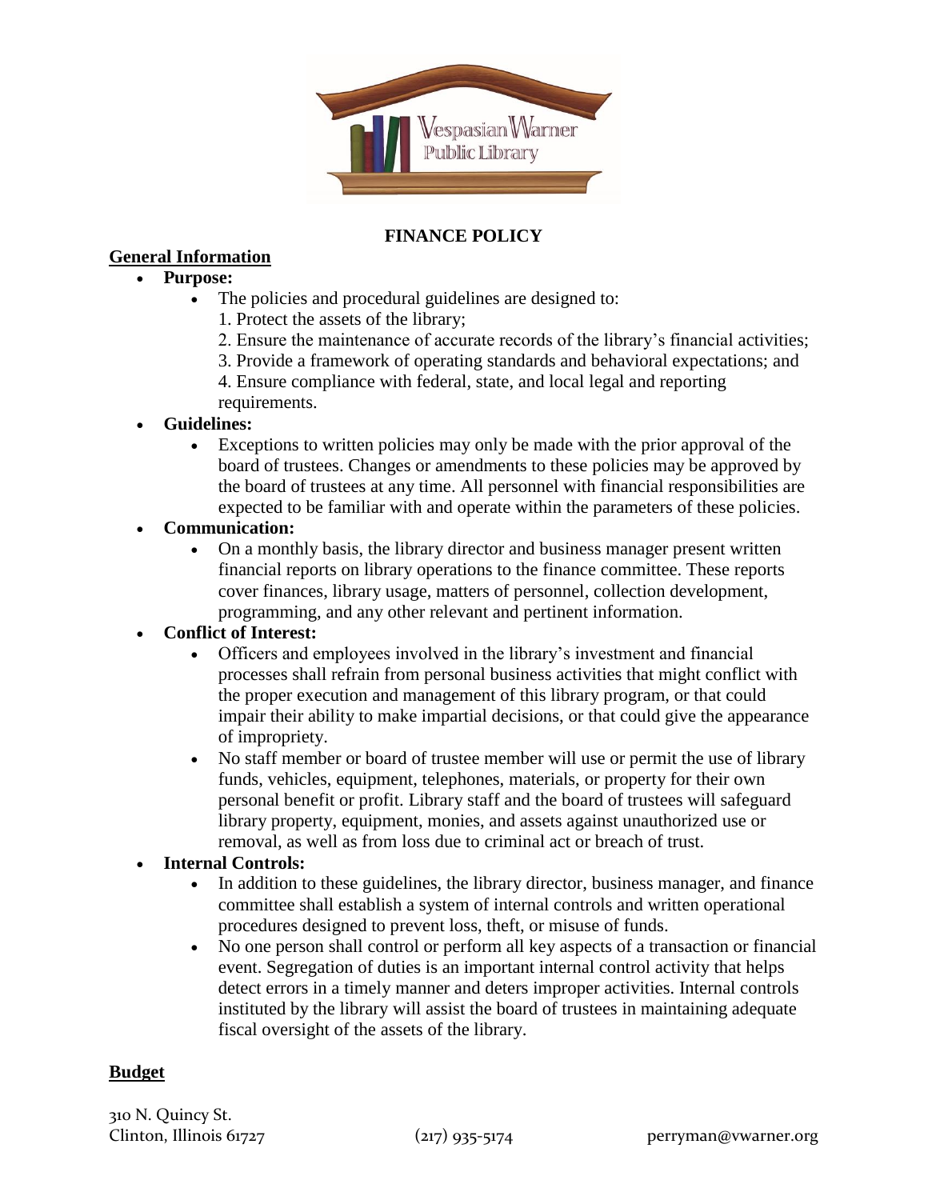# FINANCE POLICY

## General Information

- **Purpose:**
    - The policies and procedural guidelines are designed to:
      1. Protect the assets of the library;
      2. Ensure the maintenance of accurate records of the library's financial activities;
      3. Provide a framework of operating standards and behavioral expectations; and
      4. Ensure compliance with federal, state, and local legal and reporting requirements.
- **Guidelines:**
    - Exceptions to written policies may only be made with the prior approval of the board of trustees. Changes or amendments to these policies may be approved by the board of trustees at any time. All personnel with financial responsibilities are expected to be familiar with and operate within the parameters of these policies.
- **Communication:**
    - On a monthly basis, the library director and business manager present written financial reports on library operations to the finance committee. These reports cover finances, library usage, matters of personnel, collection development, programming, and any other relevant and pertinent information.
- **Conflict of Interest:**
    - Officers and employees involved in the library's investment and financial processes shall refrain from personal business activities that might conflict with the proper execution and management of this library program, or that could impair their ability to make impartial decisions, or that could give the appearance of impropriety.
    - No staff member or board of trustee member will use or permit the use of library funds, vehicles, equipment, telephones, materials, or property for their own personal benefit or profit. Library staff and the board of trustees will safeguard library property, equipment, monies, and assets against unauthorized use or removal, as well as from loss due to criminal act or breach of trust.
- **Internal Controls:**
    - In addition to these guidelines, the library director, business manager, and finance committee shall establish a system of internal controls and written operational procedures designed to prevent loss, theft, or misuse of funds.
    - No one person shall control or perform all key aspects of a transaction or financial event. Segregation of duties is an important internal control activity that helps detect errors in a timely manner and deters improper activities. Internal controls instituted by the library will assist the board of trustees in maintaining adequate fiscal oversight of the assets of the library.

## Budget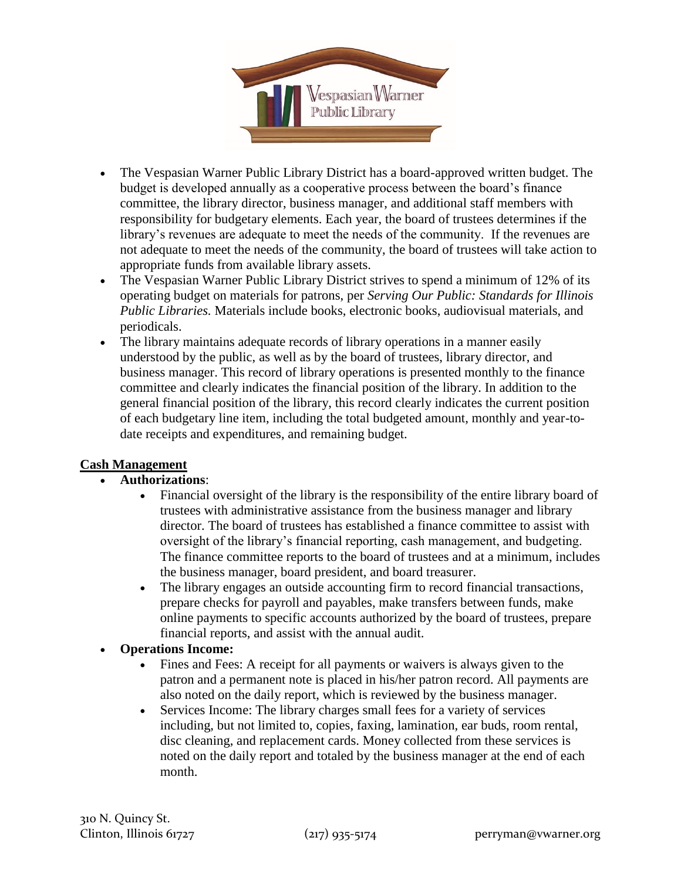- The Vespasian Warner Public Library District has a board-approved written budget. The budget is developed annually as a cooperative process between the board's finance committee, the library director, business manager, and additional staff members with responsibility for budgetary elements. Each year, the board of trustees determines if the library's revenues are adequate to meet the needs of the community. If the revenues are not adequate to meet the needs of the community, the board of trustees will take action to appropriate funds from available library assets.
- The Vespasian Warner Public Library District strives to spend a minimum of 12% of its operating budget on materials for patrons, per *Serving Our Public: Standards for Illinois Public Libraries.* Materials include books, electronic books, audiovisual materials, and periodicals.
- The library maintains adequate records of library operations in a manner easily understood by the public, as well as by the board of trustees, library director, and business manager. This record of library operations is presented monthly to the finance committee and clearly indicates the financial position of the library. In addition to the general financial position of the library, this record clearly indicates the current position of each budgetary line item, including the total budgeted amount, monthly and year-to-date receipts and expenditures, and remaining budget.

## Cash Management

- **Authorizations**:
  - Financial oversight of the library is the responsibility of the entire library board of trustees with administrative assistance from the business manager and library director. The board of trustees has established a finance committee to assist with oversight of the library's financial reporting, cash management, and budgeting. The finance committee reports to the board of trustees and at a minimum, includes the business manager, board president, and board treasurer.
  - The library engages an outside accounting firm to record financial transactions, prepare checks for payroll and payables, make transfers between funds, make online payments to specific accounts authorized by the board of trustees, prepare financial reports, and assist with the annual audit.
- **Operations Income:**
  - Fines and Fees: A receipt for all payments or waivers is always given to the patron and a permanent note is placed in his/her patron record. All payments are also noted on the daily report, which is reviewed by the business manager.
  - Services Income: The library charges small fees for a variety of services including, but not limited to, copies, faxing, lamination, ear buds, room rental, disc cleaning, and replacement cards. Money collected from these services is noted on the daily report and totaled by the business manager at the end of each month.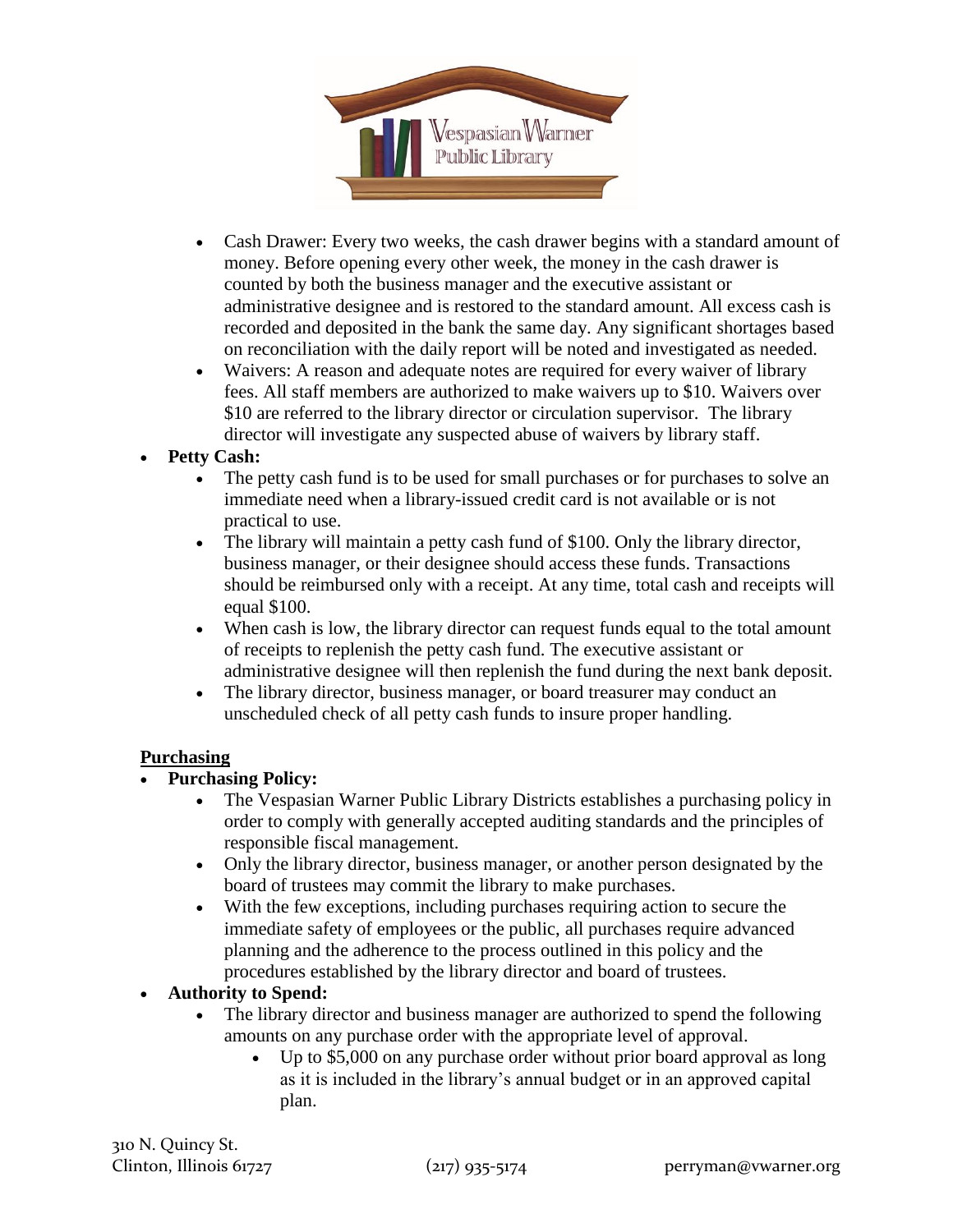- Cash Drawer: Every two weeks, the cash drawer begins with a standard amount of money. Before opening every other week, the money in the cash drawer is counted by both the business manager and the executive assistant or administrative designee and is restored to the standard amount. All excess cash is recorded and deposited in the bank the same day. Any significant shortages based on reconciliation with the daily report will be noted and investigated as needed.
  - Waivers: A reason and adequate notes are required for every waiver of library fees. All staff members are authorized to make waivers up to $10. Waivers over $10 are referred to the library director or circulation supervisor. The library director will investigate any suspected abuse of waivers by library staff.
- **Petty Cash:**
  - The petty cash fund is to be used for small purchases or for purchases to solve an immediate need when a library-issued credit card is not available or is not practical to use.
  - The library will maintain a petty cash fund of $100. Only the library director, business manager, or their designee should access these funds. Transactions should be reimbursed only with a receipt. At any time, total cash and receipts will equal $100.
  - When cash is low, the library director can request funds equal to the total amount of receipts to replenish the petty cash fund. The executive assistant or administrative designee will then replenish the fund during the next bank deposit.
  - The library director, business manager, or board treasurer may conduct an unscheduled check of all petty cash funds to insure proper handling.

## Purchasing

- **Purchasing Policy:**
  - The Vespasian Warner Public Library Districts establishes a purchasing policy in order to comply with generally accepted auditing standards and the principles of responsible fiscal management.
  - Only the library director, business manager, or another person designated by the board of trustees may commit the library to make purchases.
  - With the few exceptions, including purchases requiring action to secure the immediate safety of employees or the public, all purchases require advanced planning and the adherence to the process outlined in this policy and the procedures established by the library director and board of trustees.
- **Authority to Spend:**
  - The library director and business manager are authorized to spend the following amounts on any purchase order with the appropriate level of approval.
    - Up to $5,000 on any purchase order without prior board approval as long as it is included in the library's annual budget or in an approved capital plan.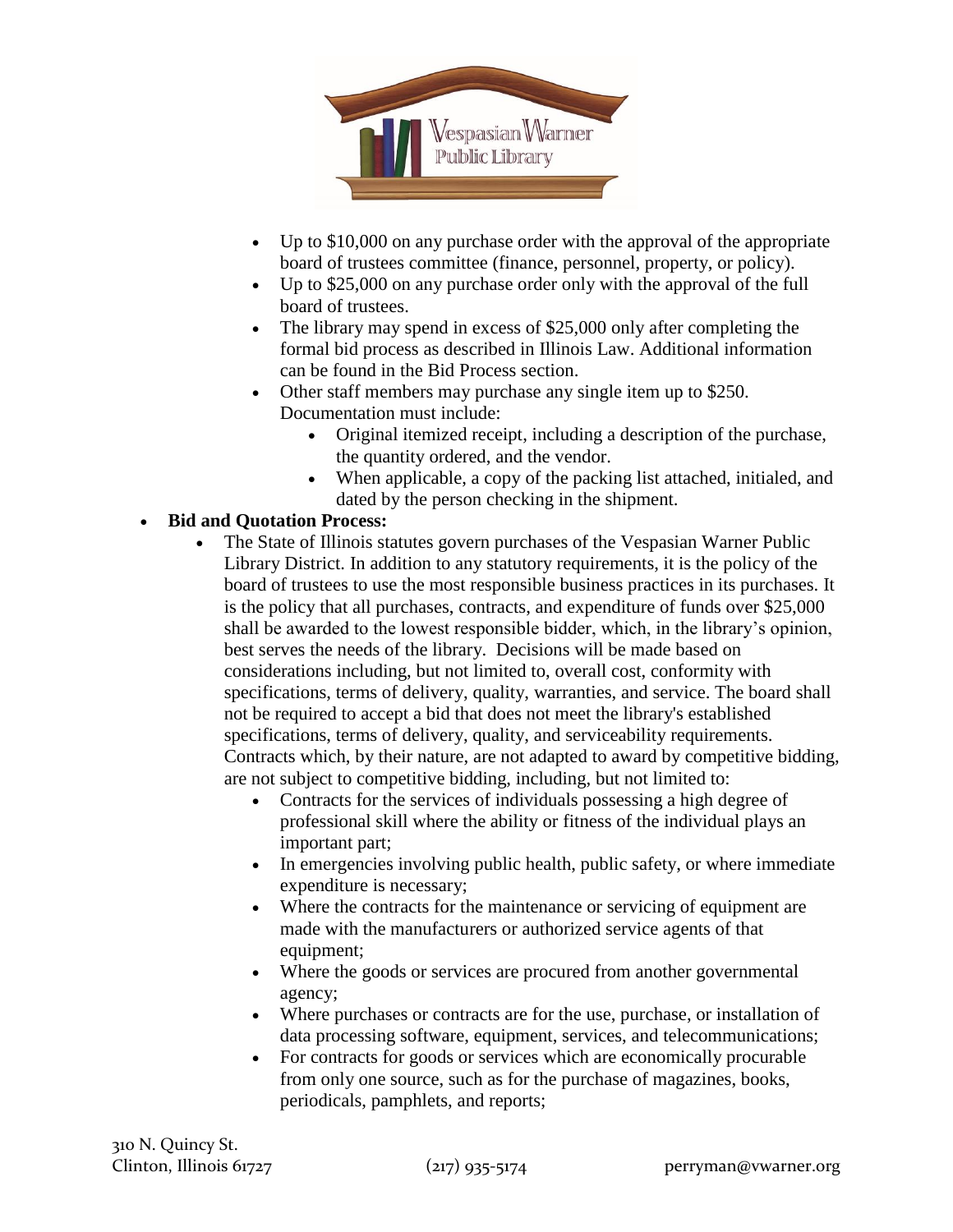- Up to $10,000 on any purchase order with the approval of the appropriate board of trustees committee (finance, personnel, property, or policy).
- Up to $25,000 on any purchase order only with the approval of the full board of trustees.
- The library may spend in excess of $25,000 only after completing the formal bid process as described in Illinois Law. Additional information can be found in the Bid Process section.
- Other staff members may purchase any single item up to $250. Documentation must include:
  - Original itemized receipt, including a description of the purchase, the quantity ordered, and the vendor.
  - When applicable, a copy of the packing list attached, initialed, and dated by the person checking in the shipment.

- **Bid and Quotation Process:**
  - The State of Illinois statutes govern purchases of the Vespasian Warner Public Library District. In addition to any statutory requirements, it is the policy of the board of trustees to use the most responsible business practices in its purchases. It is the policy that all purchases, contracts, and expenditure of funds over $25,000 shall be awarded to the lowest responsible bidder, which, in the library's opinion, best serves the needs of the library. Decisions will be made based on considerations including, but not limited to, overall cost, conformity with specifications, terms of delivery, quality, warranties, and service. The board shall not be required to accept a bid that does not meet the library's established specifications, terms of delivery, quality, and serviceability requirements. Contracts which, by their nature, are not adapted to award by competitive bidding, are not subject to competitive bidding, including, but not limited to:
    - Contracts for the services of individuals possessing a high degree of professional skill where the ability or fitness of the individual plays an important part;
    - In emergencies involving public health, public safety, or where immediate expenditure is necessary;
    - Where the contracts for the maintenance or servicing of equipment are made with the manufacturers or authorized service agents of that equipment;
    - Where the goods or services are procured from another governmental agency;
    - Where purchases or contracts are for the use, purchase, or installation of data processing software, equipment, services, and telecommunications;
    - For contracts for goods or services which are economically procurable from only one source, such as for the purchase of magazines, books, periodicals, pamphlets, and reports;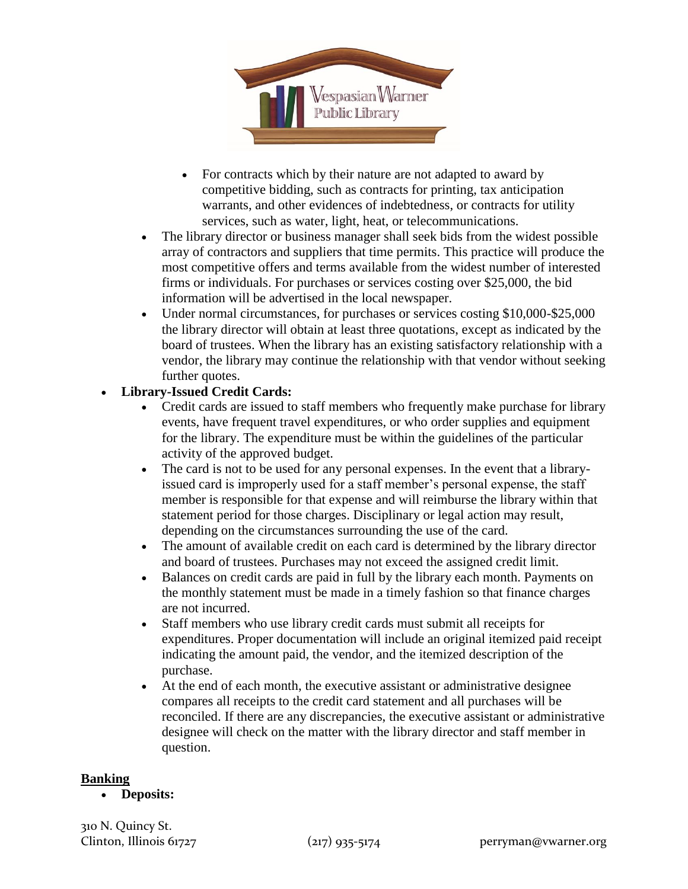- For contracts which by their nature are not adapted to award by competitive bidding, such as contracts for printing, tax anticipation warrants, and other evidences of indebtedness, or contracts for utility services, such as water, light, heat, or telecommunications.
- The library director or business manager shall seek bids from the widest possible array of contractors and suppliers that time permits. This practice will produce the most competitive offers and terms available from the widest number of interested firms or individuals. For purchases or services costing over $25,000, the bid information will be advertised in the local newspaper.
- Under normal circumstances, for purchases or services costing $10,000-$25,000 the library director will obtain at least three quotations, except as indicated by the board of trustees. When the library has an existing satisfactory relationship with a vendor, the library may continue the relationship with that vendor without seeking further quotes.

- **Library-Issued Credit Cards:**
  - Credit cards are issued to staff members who frequently make purchase for library events, have frequent travel expenditures, or who order supplies and equipment for the library. The expenditure must be within the guidelines of the particular activity of the approved budget.
  - The card is not to be used for any personal expenses. In the event that a library-issued card is improperly used for a staff member's personal expense, the staff member is responsible for that expense and will reimburse the library within that statement period for those charges. Disciplinary or legal action may result, depending on the circumstances surrounding the use of the card.
  - The amount of available credit on each card is determined by the library director and board of trustees. Purchases may not exceed the assigned credit limit.
  - Balances on credit cards are paid in full by the library each month. Payments on the monthly statement must be made in a timely fashion so that finance charges are not incurred.
  - Staff members who use library credit cards must submit all receipts for expenditures. Proper documentation will include an original itemized paid receipt indicating the amount paid, the vendor, and the itemized description of the purchase.
  - At the end of each month, the executive assistant or administrative designee compares all receipts to the credit card statement and all purchases will be reconciled. If there are any discrepancies, the executive assistant or administrative designee will check on the matter with the library director and staff member in question.

## Banking

- **Deposits:**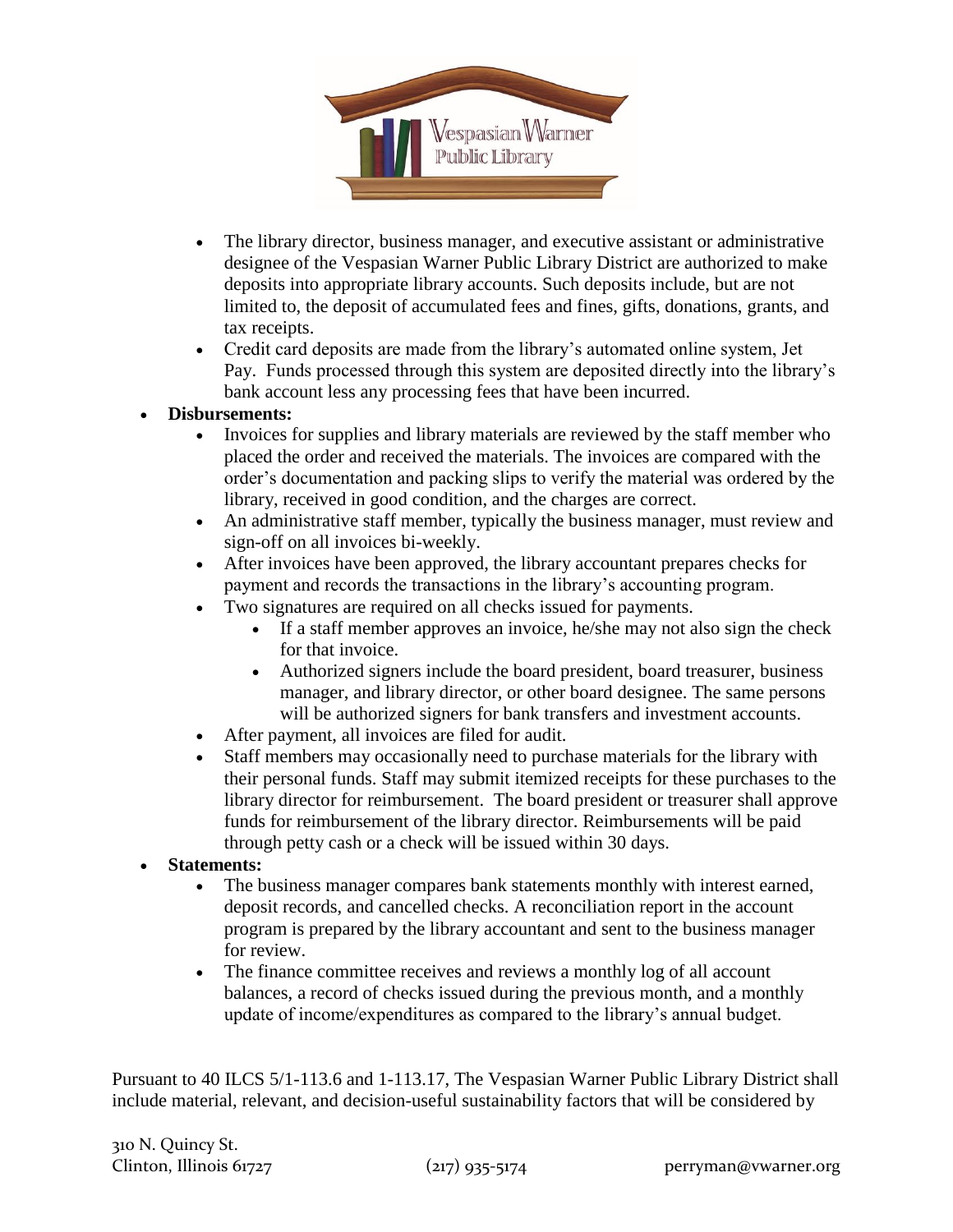- The library director, business manager, and executive assistant or administrative designee of the Vespasian Warner Public Library District are authorized to make deposits into appropriate library accounts. Such deposits include, but are not limited to, the deposit of accumulated fees and fines, gifts, donations, grants, and tax receipts.
    - Credit card deposits are made from the library's automated online system, Jet Pay. Funds processed through this system are deposited directly into the library's bank account less any processing fees that have been incurred.
- **Disbursements:**
    - Invoices for supplies and library materials are reviewed by the staff member who placed the order and received the materials. The invoices are compared with the order's documentation and packing slips to verify the material was ordered by the library, received in good condition, and the charges are correct.
    - An administrative staff member, typically the business manager, must review and sign-off on all invoices bi-weekly.
    - After invoices have been approved, the library accountant prepares checks for payment and records the transactions in the library's accounting program.
    - Two signatures are required on all checks issued for payments.
        - If a staff member approves an invoice, he/she may not also sign the check for that invoice.
        - Authorized signers include the board president, board treasurer, business manager, and library director, or other board designee. The same persons will be authorized signers for bank transfers and investment accounts.
    - After payment, all invoices are filed for audit.
    - Staff members may occasionally need to purchase materials for the library with their personal funds. Staff may submit itemized receipts for these purchases to the library director for reimbursement. The board president or treasurer shall approve funds for reimbursement of the library director. Reimbursements will be paid through petty cash or a check will be issued within 30 days.
- **Statements:**
    - The business manager compares bank statements monthly with interest earned, deposit records, and cancelled checks. A reconciliation report in the account program is prepared by the library accountant and sent to the business manager for review.
    - The finance committee receives and reviews a monthly log of all account balances, a record of checks issued during the previous month, and a monthly update of income/expenditures as compared to the library's annual budget.

Pursuant to 40 ILCS 5/1-113.6 and 1-113.17, The Vespasian Warner Public Library District shall include material, relevant, and decision-useful sustainability factors that will be considered by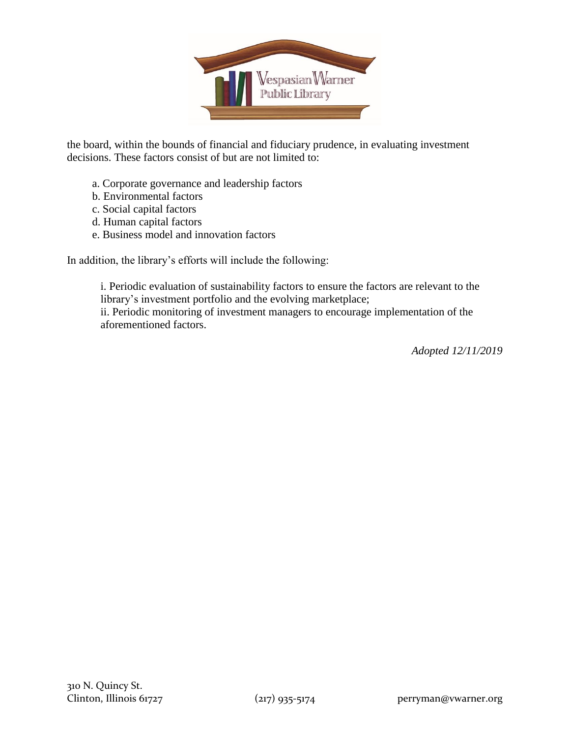the board, within the bounds of financial and fiduciary prudence, in evaluating investment decisions. These factors consist of but are not limited to:

a. Corporate governance and leadership factors
b. Environmental factors
c. Social capital factors
d. Human capital factors
e. Business model and innovation factors

In addition, the library's efforts will include the following:

i. Periodic evaluation of sustainability factors to ensure the factors are relevant to the library's investment portfolio and the evolving marketplace;
ii. Periodic monitoring of investment managers to encourage implementation of the aforementioned factors.

*Adopted 12/11/2019*